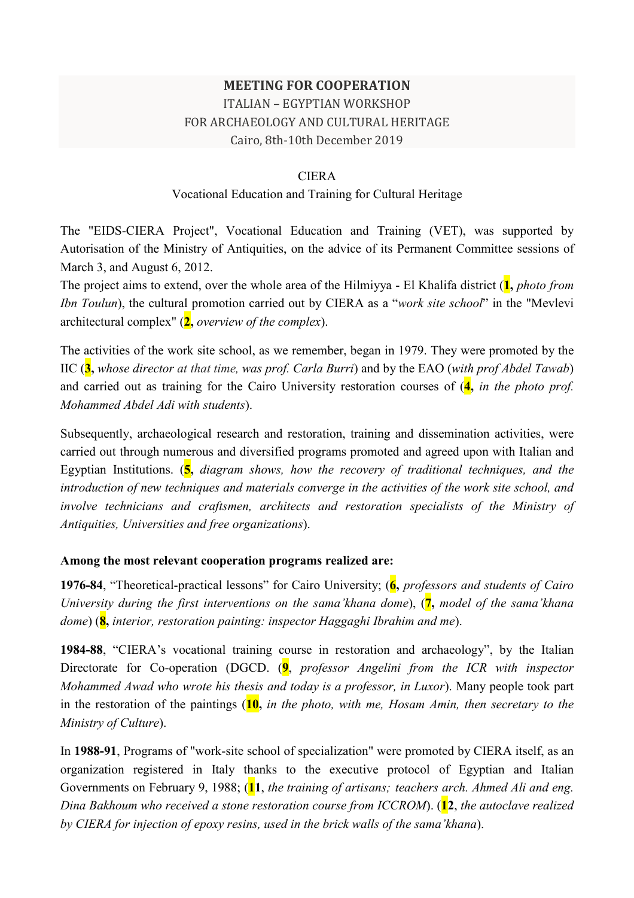**MEETING FOR COOPERATION**

ITALIAN – EGYPTIAN WORKSHOP

FOR ARCHAEOLOGY AND CULTURAL HERITAGE

Cairo, 8th-10th December 2019

CIERA

Vocational Education and Training for Cultural Heritage

The "EIDS-CIERA Project", Vocational Education and Training (VET), was supported by Autorisation of the Ministry of Antiquities, on the advice of its Permanent Committee sessions of March 3, and August 6, 2012.

The project aims to extend, over the whole area of the Hilmiyya - El Khalifa district (**1,** *photo from Ibn Toulun*), the cultural promotion carried out by CIERA as a "*work site school*" in the "Mevlevi architectural complex" (**2,** *overview of the complex*).

The activities of the work site school, as we remember, began in 1979. They were promoted by the IIC (**3,** *whose director at that time, was prof. Carla Burri*) and by the EAO (*with prof Abdel Tawab*) and carried out as training for the Cairo University restoration courses of (**4,** *in the photo prof. Mohammed Abdel Adi with students*).

Subsequently, archaeological research and restoration, training and dissemination activities, were carried out through numerous and diversified programs promoted and agreed upon with Italian and Egyptian Institutions. (**5,** *diagram shows, how the recovery of traditional techniques, and the introduction of new techniques and materials converge in the activities of the work site school, and involve technicians and craftsmen, architects and restoration specialists of the Ministry of Antiquities, Universities and free organizations*).

**Among the most relevant cooperation programs realized are:**

**1976-84**, "Theoretical-practical lessons" for Cairo University; (**6,** *professors and students of Cairo University during the first interventions on the sama'khana dome*), (**7,** *model of the sama'khana dome*) (**8,** *interior, restoration painting: inspector Haggaghi Ibrahim and me*).

**1984-88**, "CIERA's vocational training course in restoration and archaeology", by the Italian Directorate for Co-operation (DGCD. (**9**, *professor Angelini from the ICR with inspector Mohammed Awad who wrote his thesis and today is a professor, in Luxor*). Many people took part in the restoration of the paintings (**10,** *in the photo, with me, Hosam Amin, then secretary to the Ministry of Culture*).

In **1988-91**, Programs of "work-site school of specialization" were promoted by CIERA itself, as an organization registered in Italy thanks to the executive protocol of Egyptian and Italian Governments on February 9, 1988; (**11**, *the training of artisans; teachers arch. Ahmed Ali and eng. Dina Bakhoum who received a stone restoration course from ICCROM*). (**12**, *the autoclave realized by CIERA for injection of epoxy resins, used in the brick walls of the sama'khana*).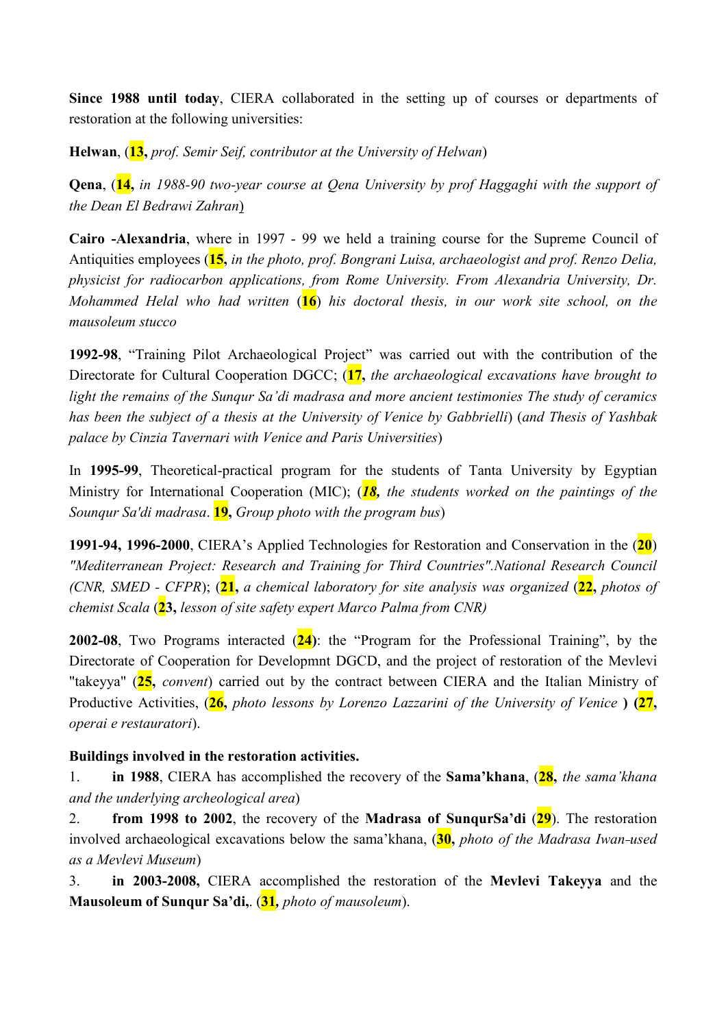**Since 1988 until today**, CIERA collaborated in the setting up of courses or departments of restoration at the following universities:

**Helwan**, (**13,** *prof. Semir Seif, contributor at the University of Helwan*)

**Qena**, (**14,** *in 1988-90 two-year course at Qena University by prof Haggaghi with the support of the Dean El Bedrawi Zahran*)

**Cairo -Alexandria**, where in 1997 - 99 we held a training course for the Supreme Council of Antiquities employees (**15,** *in the photo, prof. Bongrani Luisa, archaeologist and prof. Renzo Delia, physicist for radiocarbon applications, from Rome University. From Alexandria University, Dr. Mohammed Helal who had written* (**16**) *his doctoral thesis, in our work site school, on the mausoleum stucco*

**1992-98**, "Training Pilot Archaeological Project" was carried out with the contribution of the Directorate for Cultural Cooperation DGCC; (**17,** *the archaeological excavations have brought to light the remains of the Sunqur Sa'di madrasa and more ancient testimonies The study of ceramics has been the subject of a thesis at the University of Venice by Gabbrielli*) (*and Thesis of Yashbak palace by Cinzia Tavernari with Venice and Paris Universities*)

In **1995-99**, Theoretical-practical program for the students of Tanta University by Egyptian Ministry for International Cooperation (MIC); (***18,*** *the students worked on the paintings of the Sounqur Sa'di madrasa*. **19,** *Group photo with the program bus*)

**1991-94, 1996-2000**, CIERA's Applied Technologies for Restoration and Conservation in the (**20**) *"Mediterranean Project: Research and Training for Third Countries".National Research Council (CNR, SMED - CFPR*); (**21,** *a chemical laboratory for site analysis was organized* (**22,** *photos of chemist Scala* (**23,** *lesson of site safety expert Marco Palma from CNR)*

**2002-08**, Two Programs interacted (**24**): the "Program for the Professional Training", by the Directorate of Cooperation for Developmnt DGCD, and the project of restoration of the Mevlevi "takeyya" (**25,** *convent*) carried out by the contract between CIERA and the Italian Ministry of Productive Activities, (**26,** *photo lessons by Lorenzo Lazzarini of the University of Venice* **) (27,** *operai e restauratori*).

**Buildings involved in the restoration activities.**

1. **in 1988**, CIERA has accomplished the recovery of the **Sama'khana**, (**28,** *the sama'khana and the underlying archeological area*)
2. **from 1998 to 2002**, the recovery of the **Madrasa of SunqurSa'di** (**29**). The restoration involved archaeological excavations below the sama'khana, (**30,** *photo of the Madrasa Iwan-used as a Mevlevi Museum*)
3. **in 2003-2008,** CIERA accomplished the restoration of the **Mevlevi Takeyya** and the **Mausoleum of Sunqur Sa'di,**. (**31,** *photo of mausoleum*).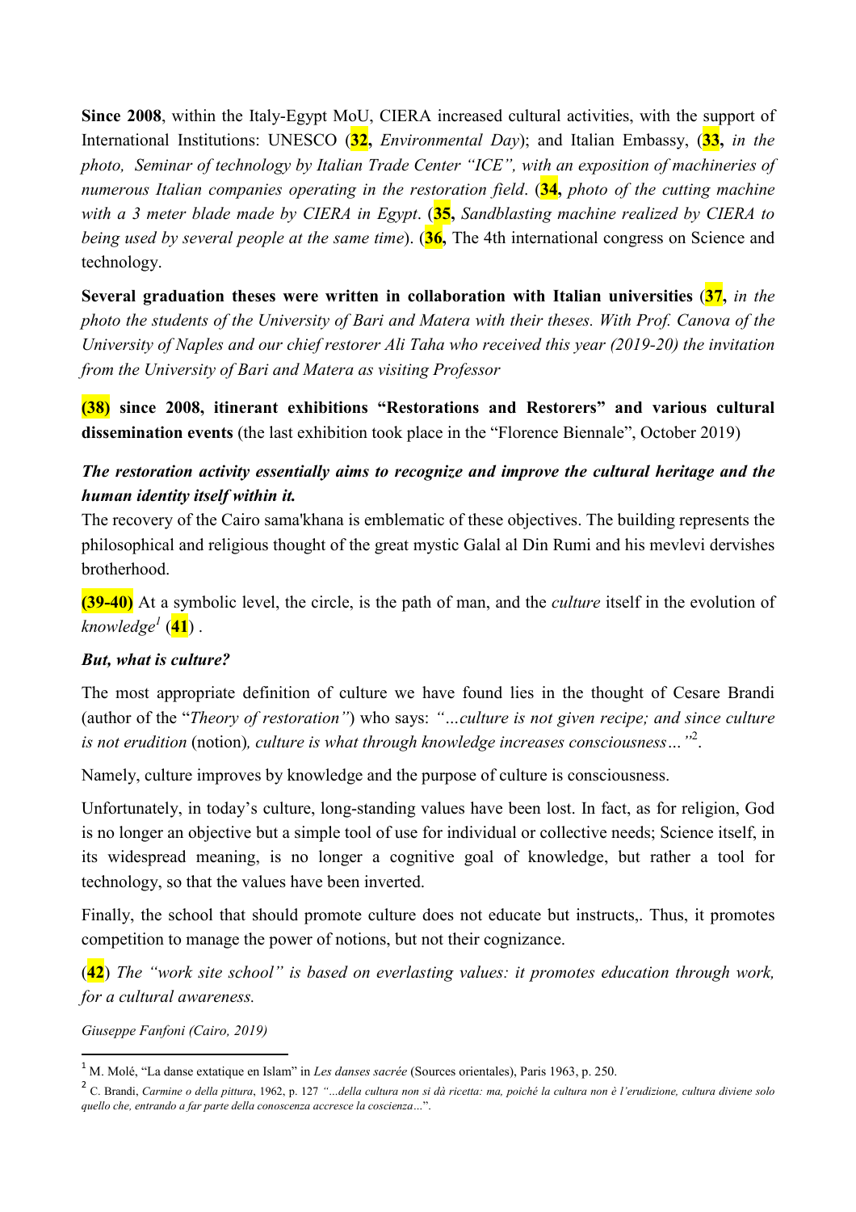**Since 2008**, within the Italy-Egypt MoU, CIERA increased cultural activities, with the support of International Institutions: UNESCO (**32,** *Environmental Day*); and Italian Embassy, (**33,** *in the photo, Seminar of technology by Italian Trade Center "ICE", with an exposition of machineries of numerous Italian companies operating in the restoration field*. (**34,** *photo of the cutting machine with a 3 meter blade made by CIERA in Egypt*. (**35,** *Sandblasting machine realized by CIERA to being used by several people at the same time*). (**36,** The 4th international congress on Science and technology.

**Several graduation theses were written in collaboration with Italian universities** (**37,** *in the photo the students of the University of Bari and Matera with their theses. With Prof. Canova of the University of Naples and our chief restorer Ali Taha who received this year (2019-20) the invitation from the University of Bari and Matera as visiting Professor*

**(38) since 2008, itinerant exhibitions "Restorations and Restorers" and various cultural dissemination events** (the last exhibition took place in the "Florence Biennale", October 2019)

***The restoration activity essentially aims to recognize and improve the cultural heritage and the human identity itself within it.***

The recovery of the Cairo sama'khana is emblematic of these objectives. The building represents the philosophical and religious thought of the great mystic Galal al Din Rumi and his mevlevi dervishes brotherhood.

**(39-40)** At a symbolic level, the circle, is the path of man, and the *culture* itself in the evolution of *knowledge*[1] (**41**) .

***But, what is culture?***

The most appropriate definition of culture we have found lies in the thought of Cesare Brandi (author of the "*Theory of restoration"*) who says: *"…culture is not given recipe; and since culture is not erudition* (notion)*, culture is what through knowledge increases consciousness…"*[2].

Namely, culture improves by knowledge and the purpose of culture is consciousness.

Unfortunately, in today's culture, long-standing values have been lost. In fact, as for religion, God is no longer an objective but a simple tool of use for individual or collective needs; Science itself, in its widespread meaning, is no longer a cognitive goal of knowledge, but rather a tool for technology, so that the values have been inverted.

Finally, the school that should promote culture does not educate but instructs,. Thus, it promotes competition to manage the power of notions, but not their cognizance.

(**42**) *The "work site school" is based on everlasting values: it promotes education through work, for a cultural awareness.*

*Giuseppe Fanfoni (Cairo, 2019)*

---

[1] M. Molé, "La danse extatique en Islam" in *Les danses sacrée* (Sources orientales), Paris 1963, p. 250.

[2] C. Brandi, *Carmine o della pittura*, 1962, p. 127 *"…della cultura non si dà ricetta: ma, poiché la cultura non è l'erudizione, cultura diviene solo quello che, entrando a far parte della conoscenza accresce la coscienza…*".